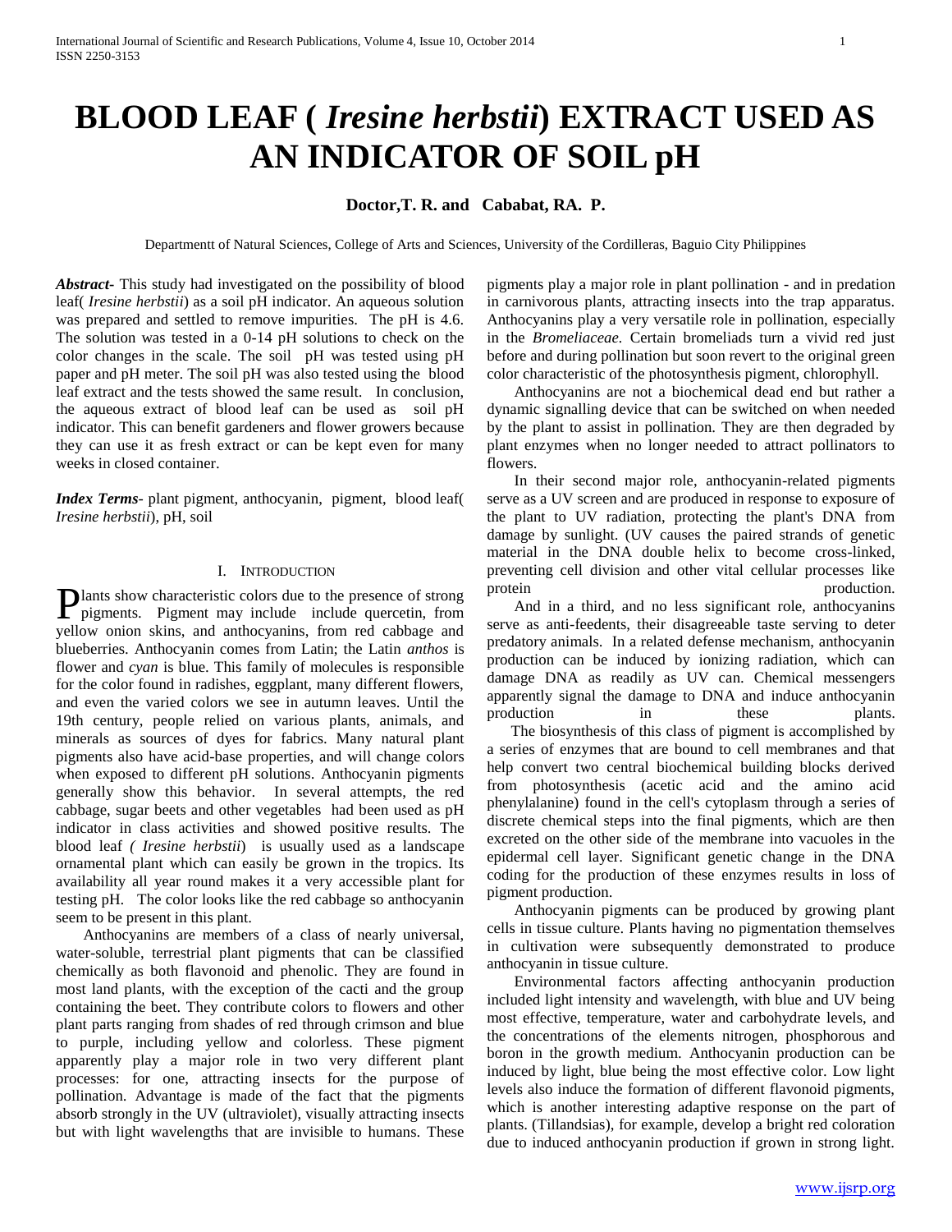# BLOOD LEAF ( *Iresine herbstii*) EXTRACT USED AS AN INDICATOR OF SOIL pH

**Doctor,T. R. and Cababat, RA. P.**

Departmentt of Natural Sciences, College of Arts and Sciences, University of the Cordilleras, Baguio City Philippines

***Abstract-*** This study had investigated on the possibility of blood leaf( *Iresine herbstii*) as a soil pH indicator. An aqueous solution was prepared and settled to remove impurities. The pH is 4.6. The solution was tested in a 0-14 pH solutions to check on the color changes in the scale. The soil pH was tested using pH paper and pH meter. The soil pH was also tested using the blood leaf extract and the tests showed the same result. In conclusion, the aqueous extract of blood leaf can be used as soil pH indicator. This can benefit gardeners and flower growers because they can use it as fresh extract or can be kept even for many weeks in closed container.

***Index Terms-*** plant pigment, anthocyanin, pigment, blood leaf( *Iresine herbstii*), pH, soil

## I. Introduction

Plants show characteristic colors due to the presence of strong pigments. Pigment may include include quercetin, from yellow onion skins, and anthocyanins, from red cabbage and blueberries. Anthocyanin comes from Latin; the Latin *anthos* is flower and *cyan* is blue. This family of molecules is responsible for the color found in radishes, eggplant, many different flowers, and even the varied colors we see in autumn leaves. Until the 19th century, people relied on various plants, animals, and minerals as sources of dyes for fabrics. Many natural plant pigments also have acid-base properties, and will change colors when exposed to different pH solutions. Anthocyanin pigments generally show this behavior. In several attempts, the red cabbage, sugar beets and other vegetables had been used as pH indicator in class activities and showed positive results. The blood leaf *( Iresine herbstii*) is usually used as a landscape ornamental plant which can easily be grown in the tropics. Its availability all year round makes it a very accessible plant for testing pH. The color looks like the red cabbage so anthocyanin seem to be present in this plant.

Anthocyanins are members of a class of nearly universal, water-soluble, terrestrial plant pigments that can be classified chemically as both flavonoid and phenolic. They are found in most land plants, with the exception of the cacti and the group containing the beet. They contribute colors to flowers and other plant parts ranging from shades of red through crimson and blue to purple, including yellow and colorless. These pigment apparently play a major role in two very different plant processes: for one, attracting insects for the purpose of pollination. Advantage is made of the fact that the pigments absorb strongly in the UV (ultraviolet), visually attracting insects but with light wavelengths that are invisible to humans. These pigments play a major role in plant pollination - and in predation in carnivorous plants, attracting insects into the trap apparatus. Anthocyanins play a very versatile role in pollination, especially in the *Bromeliaceae*. Certain bromeliads turn a vivid red just before and during pollination but soon revert to the original green color characteristic of the photosynthesis pigment, chlorophyll.

Anthocyanins are not a biochemical dead end but rather a dynamic signalling device that can be switched on when needed by the plant to assist in pollination. They are then degraded by plant enzymes when no longer needed to attract pollinators to flowers.

In their second major role, anthocyanin-related pigments serve as a UV screen and are produced in response to exposure of the plant to UV radiation, protecting the plant's DNA from damage by sunlight. (UV causes the paired strands of genetic material in the DNA double helix to become cross-linked, preventing cell division and other vital cellular processes like protein production.

And in a third, and no less significant role, anthocyanins serve as anti-feedents, their disagreeable taste serving to deter predatory animals. In a related defense mechanism, anthocyanin production can be induced by ionizing radiation, which can damage DNA as readily as UV can. Chemical messengers apparently signal the damage to DNA and induce anthocyanin production in these plants.

The biosynthesis of this class of pigment is accomplished by a series of enzymes that are bound to cell membranes and that help convert two central biochemical building blocks derived from photosynthesis (acetic acid and the amino acid phenylalanine) found in the cell's cytoplasm through a series of discrete chemical steps into the final pigments, which are then excreted on the other side of the membrane into vacuoles in the epidermal cell layer. Significant genetic change in the DNA coding for the production of these enzymes results in loss of pigment production.

Anthocyanin pigments can be produced by growing plant cells in tissue culture. Plants having no pigmentation themselves in cultivation were subsequently demonstrated to produce anthocyanin in tissue culture.

Environmental factors affecting anthocyanin production included light intensity and wavelength, with blue and UV being most effective, temperature, water and carbohydrate levels, and the concentrations of the elements nitrogen, phosphorous and boron in the growth medium. Anthocyanin production can be induced by light, blue being the most effective color. Low light levels also induce the formation of different flavonoid pigments, which is another interesting adaptive response on the part of plants. (Tillandsias), for example, develop a bright red coloration due to induced anthocyanin production if grown in strong light.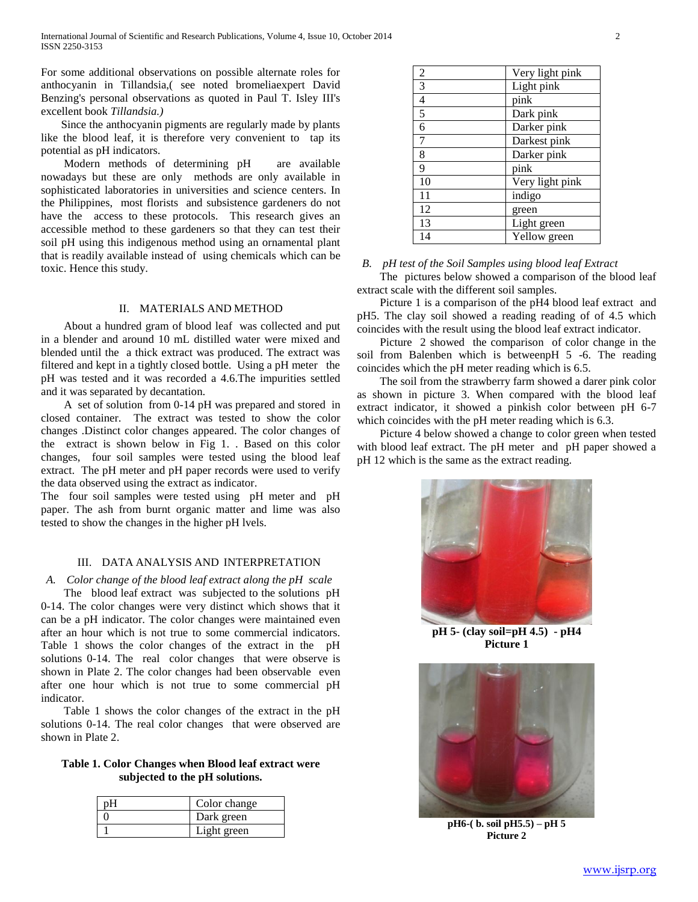For some additional observations on possible alternate roles for anthocyanin in Tillandsia,( see noted bromeliaexpert David Benzing's personal observations as quoted in Paul T. Isley III's excellent book *Tillandsia.)*

Since the anthocyanin pigments are regularly made by plants like the blood leaf, it is therefore very convenient to tap its potential as pH indicators.

Modern methods of determining pH are available nowadays but these are only methods are only available in sophisticated laboratories in universities and science centers. In the Philippines, most florists and subsistence gardeners do not have the access to these protocols. This research gives an accessible method to these gardeners so that they can test their soil pH using this indigenous method using an ornamental plant that is readily available instead of using chemicals which can be toxic. Hence this study.

## II. MATERIALS AND METHOD

About a hundred gram of blood leaf was collected and put in a blender and around 10 mL distilled water were mixed and blended until the a thick extract was produced. The extract was filtered and kept in a tightly closed bottle. Using a pH meter the pH was tested and it was recorded a 4.6.The impurities settled and it was separated by decantation.

A set of solution from 0-14 pH was prepared and stored in closed container. The extract was tested to show the color changes .Distinct color changes appeared. The color changes of the extract is shown below in Fig 1. . Based on this color changes, four soil samples were tested using the blood leaf extract. The pH meter and pH paper records were used to verify the data observed using the extract as indicator.

The four soil samples were tested using pH meter and pH paper. The ash from burnt organic matter and lime was also tested to show the changes in the higher pH lvels.

## III. DATA ANALYSIS AND INTERPRETATION

### *A. Color change of the blood leaf extract along the pH scale*

The blood leaf extract was subjected to the solutions pH 0-14. The color changes were very distinct which shows that it can be a pH indicator. The color changes were maintained even after an hour which is not true to some commercial indicators. Table 1 shows the color changes of the extract in the pH solutions 0-14. The real color changes that were observe is shown in Plate 2. The color changes had been observable even after one hour which is not true to some commercial pH indicator.

Table 1 shows the color changes of the extract in the pH solutions 0-14. The real color changes that were observed are shown in Plate 2.

**Table 1. Color Changes when Blood leaf extract were subjected to the pH solutions.**

| pH | Color change |
|---|---|
| 0 | Dark green |
| 1 | Light green |
| 2 | Very light pink |
| 3 | Light pink |
| 4 | pink |
| 5 | Dark pink |
| 6 | Darker pink |
| 7 | Darkest pink |
| 8 | Darker pink |
| 9 | pink |
| 10 | Very light pink |
| 11 | indigo |
| 12 | green |
| 13 | Light green |
| 14 | Yellow green |

### *B. pH test of the Soil Samples using blood leaf Extract*

The pictures below showed a comparison of the blood leaf extract scale with the different soil samples.

Picture 1 is a comparison of the pH4 blood leaf extract and pH5. The clay soil showed a reading reading of of 4.5 which coincides with the result using the blood leaf extract indicator.

Picture 2 showed the comparison of color change in the soil from Balenben which is betweenpH 5 -6. The reading coincides which the pH meter reading which is 6.5.

The soil from the strawberry farm showed a darer pink color as shown in picture 3. When compared with the blood leaf extract indicator, it showed a pinkish color between pH 6-7 which coincides with the pH meter reading which is 6.3.

Picture 4 below showed a change to color green when tested with blood leaf extract. The pH meter and pH paper showed a pH 12 which is the same as the extract reading.

**pH 5- (clay soil=pH 4.5) - pH4**
**Picture 1**

**pH6-( b. soil pH5.5) – pH 5**
**Picture 2**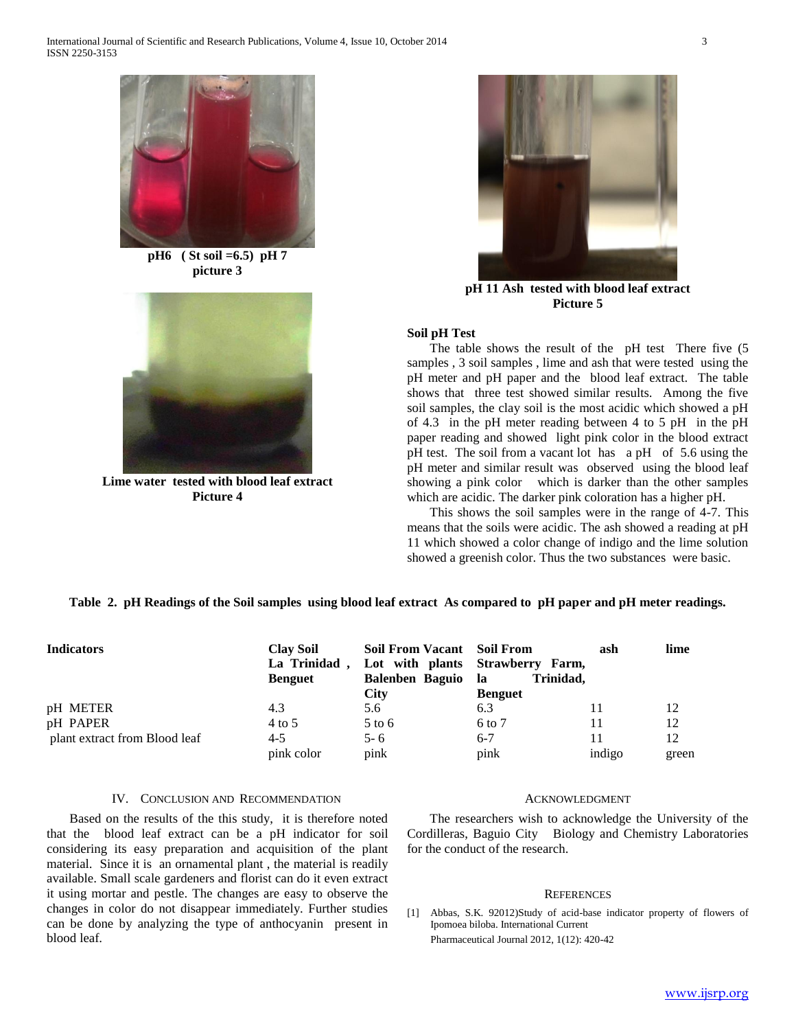**pH6 ( St soil =6.5) pH 7**
**picture 3**

**Lime water tested with blood leaf extract**
**Picture 4**

**pH 11 Ash tested with blood leaf extract**
**Picture 5**

**Soil pH Test**

The table shows the result of the pH test There five (5 samples , 3 soil samples , lime and ash that were tested using the pH meter and pH paper and the blood leaf extract. The table shows that three test showed similar results. Among the five soil samples, the clay soil is the most acidic which showed a pH of 4.3 in the pH meter reading between 4 to 5 pH in the pH paper reading and showed light pink color in the blood extract pH test. The soil from a vacant lot has a pH of 5.6 using the pH meter and similar result was observed using the blood leaf showing a pink color which is darker than the other samples which are acidic. The darker pink coloration has a higher pH.

This shows the soil samples were in the range of 4-7. This means that the soils were acidic. The ash showed a reading at pH 11 which showed a color change of indigo and the lime solution showed a greenish color. Thus the two substances were basic.

**Table 2. pH Readings of the Soil samples using blood leaf extract As compared to pH paper and pH meter readings.**

| Indicators | Clay Soil La Trinidad , Benguet | Soil From Vacant Lot with plants Balenben Baguio City | Soil From Strawberry Farm, la Trinidad, Benguet | ash | lime |
|---|---|---|---|---|---|
| pH METER | 4.3 | 5.6 | 6.3 | 11 | 12 |
| pH PAPER | 4 to 5 | 5 to 6 | 6 to 7 | 11 | 12 |
| plant extract from Blood leaf | 4-5 | 5- 6 | 6-7 | 11 | 12 |
| | pink color | pink | pink | indigo | green |

## IV. Conclusion and Recommendation

Based on the results of the this study, it is therefore noted that the blood leaf extract can be a pH indicator for soil considering its easy preparation and acquisition of the plant material. Since it is an ornamental plant , the material is readily available. Small scale gardeners and florist can do it even extract it using mortar and pestle. The changes are easy to observe the changes in color do not disappear immediately. Further studies can be done by analyzing the type of anthocyanin present in blood leaf.

## Acknowledgment

The researchers wish to acknowledge the University of the Cordilleras, Baguio City Biology and Chemistry Laboratories for the conduct of the research.

## References

[1] Abbas, S.K. 92012)Study of acid-base indicator property of flowers of Ipomoea biloba. International Current Pharmaceutical Journal 2012, 1(12): 420-42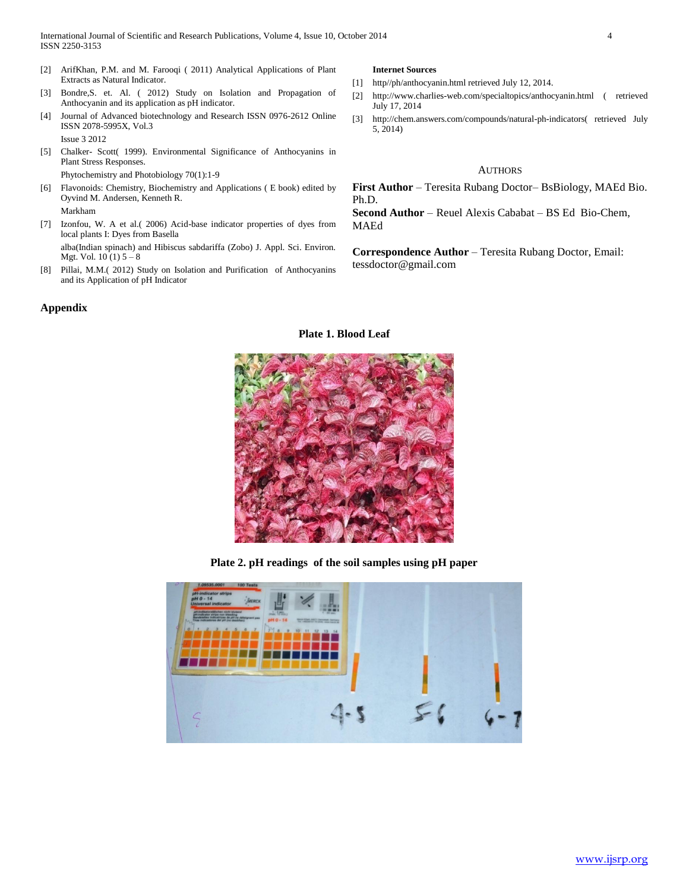[2] ArifKhan, P.M. and M. Farooqi ( 2011) Analytical Applications of Plant Extracts as Natural Indicator.

[3] Bondre,S. et. Al. ( 2012) Study on Isolation and Propagation of Anthocyanin and its application as pH indicator.

[4] Journal of Advanced biotechnology and Research ISSN 0976-2612 Online ISSN 2078-5995X, Vol.3

Issue 3 2012

[5] Chalker- Scott( 1999). Environmental Significance of Anthocyanins in Plant Stress Responses.

Phytochemistry and Photobiology 70(1):1-9

[6] Flavonoids: Chemistry, Biochemistry and Applications ( E book) edited by Oyvind M. Andersen, Kenneth R.

Markham

[7] Izonfou, W. A et al.( 2006) Acid-base indicator properties of dyes from local plants I: Dyes from Basella

alba(Indian spinach) and Hibiscus sabdariffa (Zobo) J. Appl. Sci. Environ. Mgt. Vol. 10 (1) 5 – 8

[8] Pillai, M.M.( 2012) Study on Isolation and Purification of Anthocyanins and its Application of pH Indicator

**Internet Sources**

[1] http//ph/anthocyanin.html retrieved July 12, 2014.

[2] http://www.charlies-web.com/specialtopics/anthocyanin.html ( retrieved July 17, 2014

[3] http://chem.answers.com/compounds/natural-ph-indicators( retrieved July 5, 2014)

## Authors

**First Author** – Teresita Rubang Doctor– BsBiology, MAEd Bio. Ph.D.

**Second Author** – Reuel Alexis Cababat – BS Ed Bio-Chem, MAEd

**Correspondence Author** – Teresita Rubang Doctor, Email: tessdoctor@gmail.com

## Appendix

**Plate 1. Blood Leaf**

**Plate 2. pH readings of the soil samples using pH paper**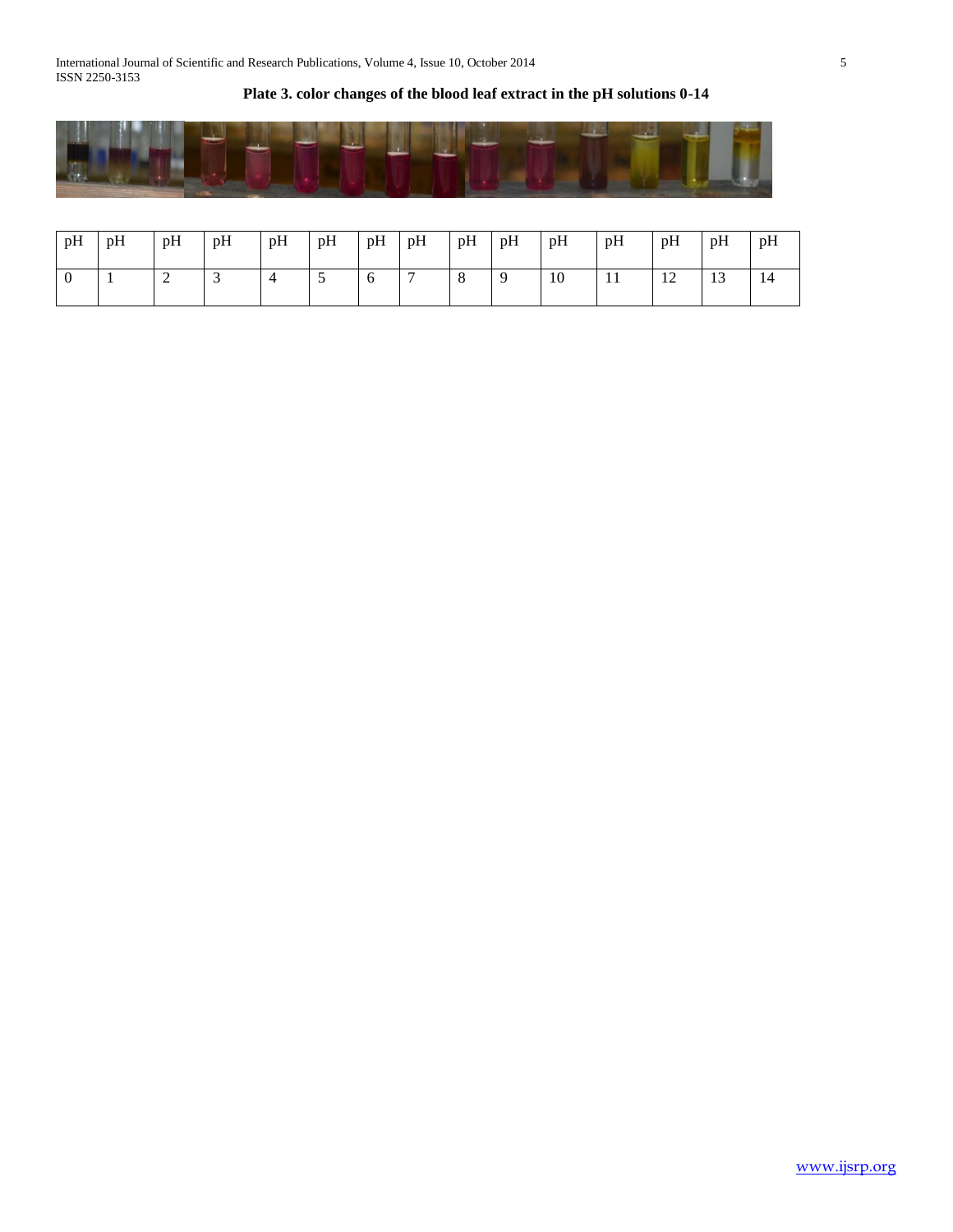**Plate 3. color changes of the blood leaf extract in the pH solutions 0-14**

| | | | | | | | | | | | | | | |
|---|---|---|---|---|---|---|---|---|---|---|---|---|---|---|
| pH | pH | pH | pH | pH | pH | pH | pH | pH | pH | pH | pH | pH | pH | pH |
| 0 | 1 | 2 | 3 | 4 | 5 | 6 | 7 | 8 | 9 | 10 | 11 | 12 | 13 | 14 |